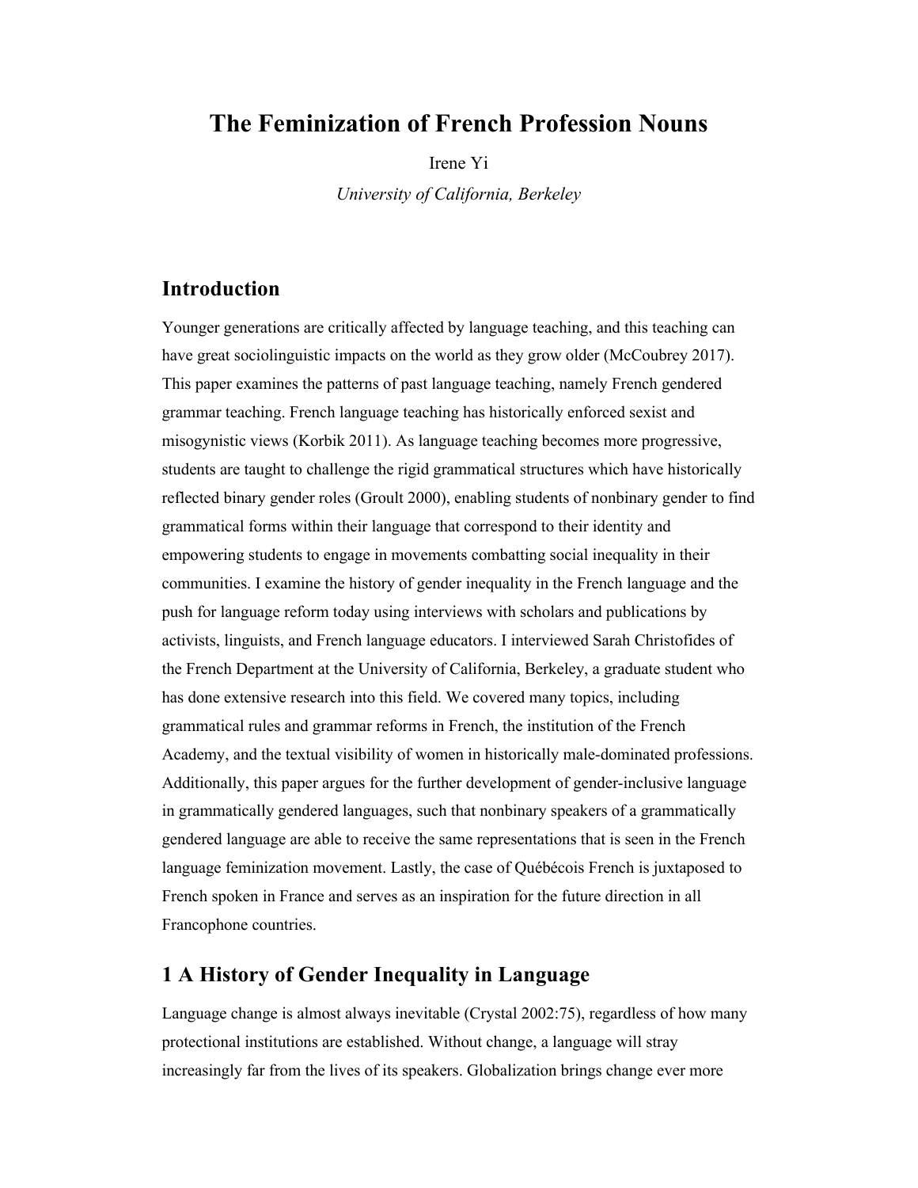# The Feminization of French Profession Nouns

Irene Yi

*University of California, Berkeley*

## Introduction

Younger generations are critically affected by language teaching, and this teaching can have great sociolinguistic impacts on the world as they grow older (McCoubrey 2017). This paper examines the patterns of past language teaching, namely French gendered grammar teaching. French language teaching has historically enforced sexist and misogynistic views (Korbik 2011). As language teaching becomes more progressive, students are taught to challenge the rigid grammatical structures which have historically reflected binary gender roles (Groult 2000), enabling students of nonbinary gender to find grammatical forms within their language that correspond to their identity and empowering students to engage in movements combatting social inequality in their communities. I examine the history of gender inequality in the French language and the push for language reform today using interviews with scholars and publications by activists, linguists, and French language educators. I interviewed Sarah Christofides of the French Department at the University of California, Berkeley, a graduate student who has done extensive research into this field. We covered many topics, including grammatical rules and grammar reforms in French, the institution of the French Academy, and the textual visibility of women in historically male-dominated professions. Additionally, this paper argues for the further development of gender-inclusive language in grammatically gendered languages, such that nonbinary speakers of a grammatically gendered language are able to receive the same representations that is seen in the French language feminization movement. Lastly, the case of Québécois French is juxtaposed to French spoken in France and serves as an inspiration for the future direction in all Francophone countries.

## 1 A History of Gender Inequality in Language

Language change is almost always inevitable (Crystal 2002:75), regardless of how many protectional institutions are established. Without change, a language will stray increasingly far from the lives of its speakers. Globalization brings change ever more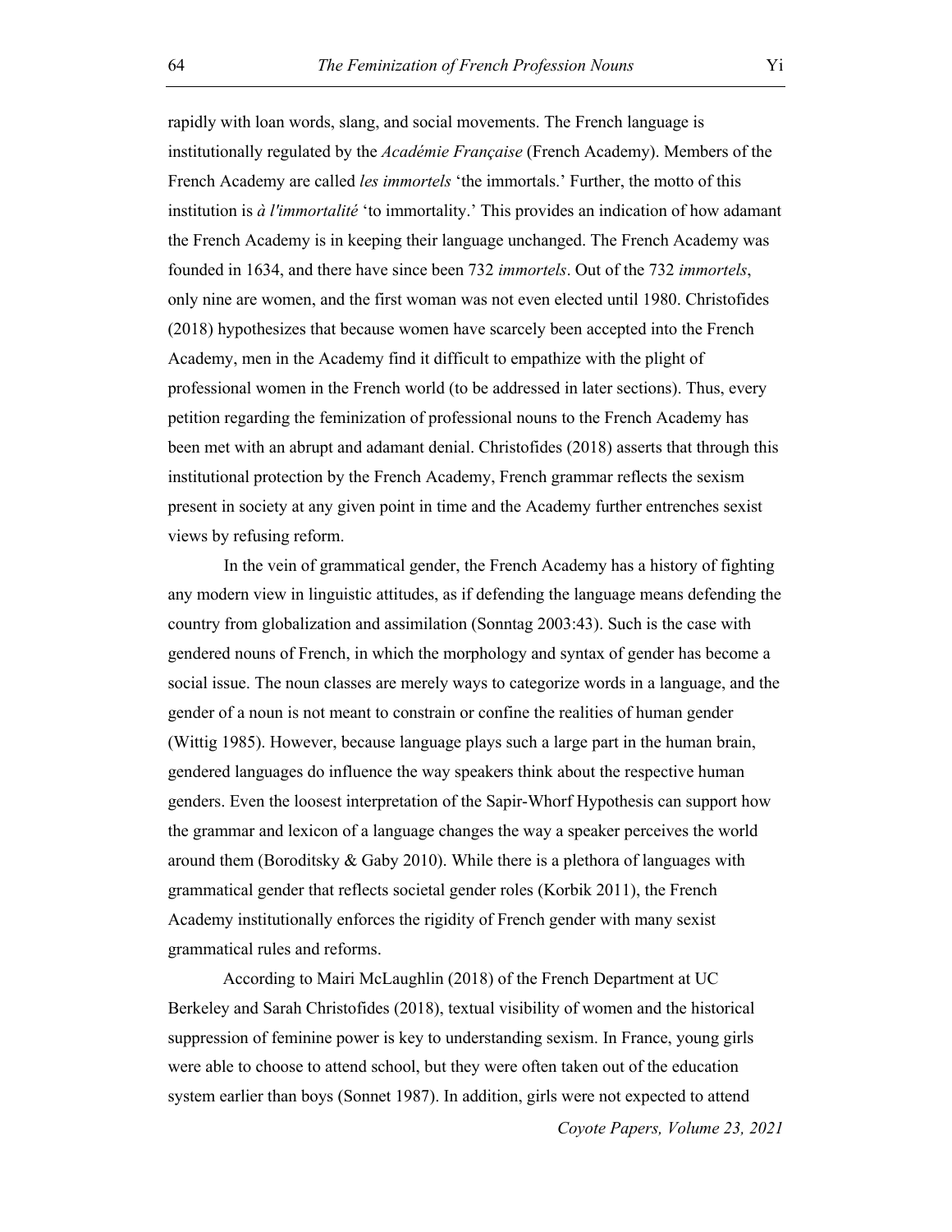rapidly with loan words, slang, and social movements. The French language is institutionally regulated by the *Académie Française* (French Academy). Members of the French Academy are called *les immortels* 'the immortals.' Further, the motto of this institution is *à l'immortalité* 'to immortality.' This provides an indication of how adamant the French Academy is in keeping their language unchanged. The French Academy was founded in 1634, and there have since been 732 *immortels*. Out of the 732 *immortels*, only nine are women, and the first woman was not even elected until 1980. Christofides (2018) hypothesizes that because women have scarcely been accepted into the French Academy, men in the Academy find it difficult to empathize with the plight of professional women in the French world (to be addressed in later sections). Thus, every petition regarding the feminization of professional nouns to the French Academy has been met with an abrupt and adamant denial. Christofides (2018) asserts that through this institutional protection by the French Academy, French grammar reflects the sexism present in society at any given point in time and the Academy further entrenches sexist views by refusing reform.

In the vein of grammatical gender, the French Academy has a history of fighting any modern view in linguistic attitudes, as if defending the language means defending the country from globalization and assimilation (Sonntag 2003:43). Such is the case with gendered nouns of French, in which the morphology and syntax of gender has become a social issue. The noun classes are merely ways to categorize words in a language, and the gender of a noun is not meant to constrain or confine the realities of human gender (Wittig 1985). However, because language plays such a large part in the human brain, gendered languages do influence the way speakers think about the respective human genders. Even the loosest interpretation of the Sapir-Whorf Hypothesis can support how the grammar and lexicon of a language changes the way a speaker perceives the world around them (Boroditsky & Gaby 2010). While there is a plethora of languages with grammatical gender that reflects societal gender roles (Korbik 2011), the French Academy institutionally enforces the rigidity of French gender with many sexist grammatical rules and reforms.

According to Mairi McLaughlin (2018) of the French Department at UC Berkeley and Sarah Christofides (2018), textual visibility of women and the historical suppression of feminine power is key to understanding sexism. In France, young girls were able to choose to attend school, but they were often taken out of the education system earlier than boys (Sonnet 1987). In addition, girls were not expected to attend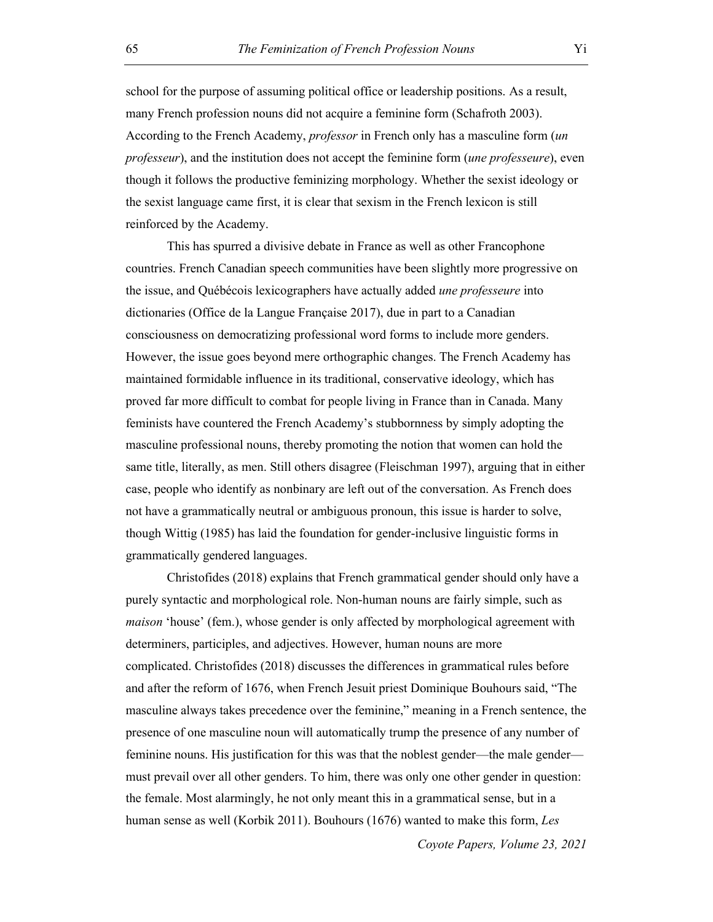school for the purpose of assuming political office or leadership positions. As a result, many French profession nouns did not acquire a feminine form (Schafroth 2003). According to the French Academy, *professor* in French only has a masculine form (*un professeur*), and the institution does not accept the feminine form (*une professeure*), even though it follows the productive feminizing morphology. Whether the sexist ideology or the sexist language came first, it is clear that sexism in the French lexicon is still reinforced by the Academy.

This has spurred a divisive debate in France as well as other Francophone countries. French Canadian speech communities have been slightly more progressive on the issue, and Québécois lexicographers have actually added *une professeure* into dictionaries (Office de la Langue Française 2017), due in part to a Canadian consciousness on democratizing professional word forms to include more genders. However, the issue goes beyond mere orthographic changes. The French Academy has maintained formidable influence in its traditional, conservative ideology, which has proved far more difficult to combat for people living in France than in Canada. Many feminists have countered the French Academy's stubbornness by simply adopting the masculine professional nouns, thereby promoting the notion that women can hold the same title, literally, as men. Still others disagree (Fleischman 1997), arguing that in either case, people who identify as nonbinary are left out of the conversation. As French does not have a grammatically neutral or ambiguous pronoun, this issue is harder to solve, though Wittig (1985) has laid the foundation for gender-inclusive linguistic forms in grammatically gendered languages.

Christofides (2018) explains that French grammatical gender should only have a purely syntactic and morphological role. Non-human nouns are fairly simple, such as *maison* 'house' (fem.), whose gender is only affected by morphological agreement with determiners, participles, and adjectives. However, human nouns are more complicated. Christofides (2018) discusses the differences in grammatical rules before and after the reform of 1676, when French Jesuit priest Dominique Bouhours said, "The masculine always takes precedence over the feminine," meaning in a French sentence, the presence of one masculine noun will automatically trump the presence of any number of feminine nouns. His justification for this was that the noblest gender—the male gender—must prevail over all other genders. To him, there was only one other gender in question: the female. Most alarmingly, he not only meant this in a grammatical sense, but in a human sense as well (Korbik 2011). Bouhours (1676) wanted to make this form, *Les*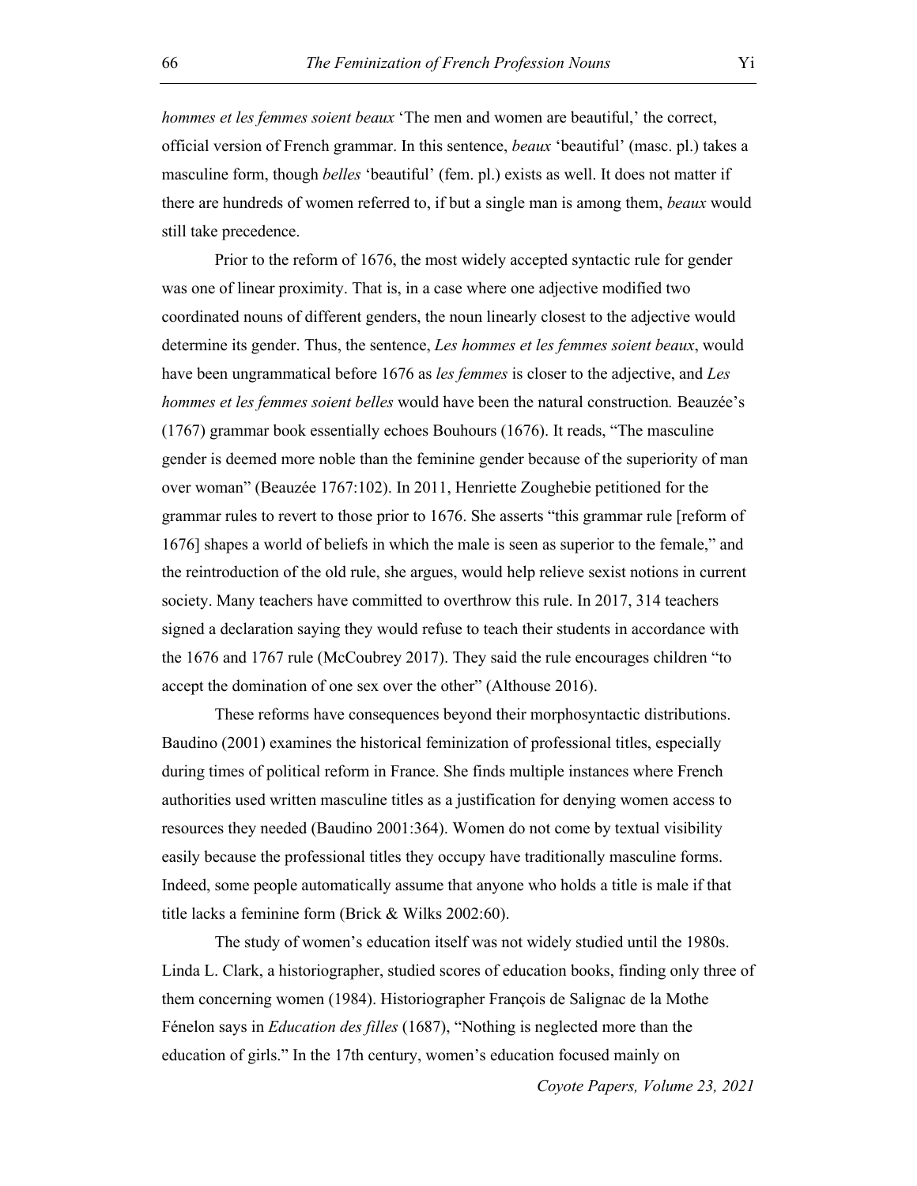*hommes et les femmes soient beaux* 'The men and women are beautiful,' the correct, official version of French grammar. In this sentence, *beaux* 'beautiful' (masc. pl.) takes a masculine form, though *belles* 'beautiful' (fem. pl.) exists as well. It does not matter if there are hundreds of women referred to, if but a single man is among them, *beaux* would still take precedence.

Prior to the reform of 1676, the most widely accepted syntactic rule for gender was one of linear proximity. That is, in a case where one adjective modified two coordinated nouns of different genders, the noun linearly closest to the adjective would determine its gender. Thus, the sentence, *Les hommes et les femmes soient beaux*, would have been ungrammatical before 1676 as *les femmes* is closer to the adjective, and *Les hommes et les femmes soient belles* would have been the natural construction. Beauzée's (1767) grammar book essentially echoes Bouhours (1676). It reads, "The masculine gender is deemed more noble than the feminine gender because of the superiority of man over woman" (Beauzée 1767:102). In 2011, Henriette Zoughebie petitioned for the grammar rules to revert to those prior to 1676. She asserts "this grammar rule [reform of 1676] shapes a world of beliefs in which the male is seen as superior to the female," and the reintroduction of the old rule, she argues, would help relieve sexist notions in current society. Many teachers have committed to overthrow this rule. In 2017, 314 teachers signed a declaration saying they would refuse to teach their students in accordance with the 1676 and 1767 rule (McCoubrey 2017). They said the rule encourages children "to accept the domination of one sex over the other" (Althouse 2016).

These reforms have consequences beyond their morphosyntactic distributions. Baudino (2001) examines the historical feminization of professional titles, especially during times of political reform in France. She finds multiple instances where French authorities used written masculine titles as a justification for denying women access to resources they needed (Baudino 2001:364). Women do not come by textual visibility easily because the professional titles they occupy have traditionally masculine forms. Indeed, some people automatically assume that anyone who holds a title is male if that title lacks a feminine form (Brick & Wilks 2002:60).

The study of women's education itself was not widely studied until the 1980s. Linda L. Clark, a historiographer, studied scores of education books, finding only three of them concerning women (1984). Historiographer François de Salignac de la Mothe Fénelon says in *Education des filles* (1687), "Nothing is neglected more than the education of girls." In the 17th century, women's education focused mainly on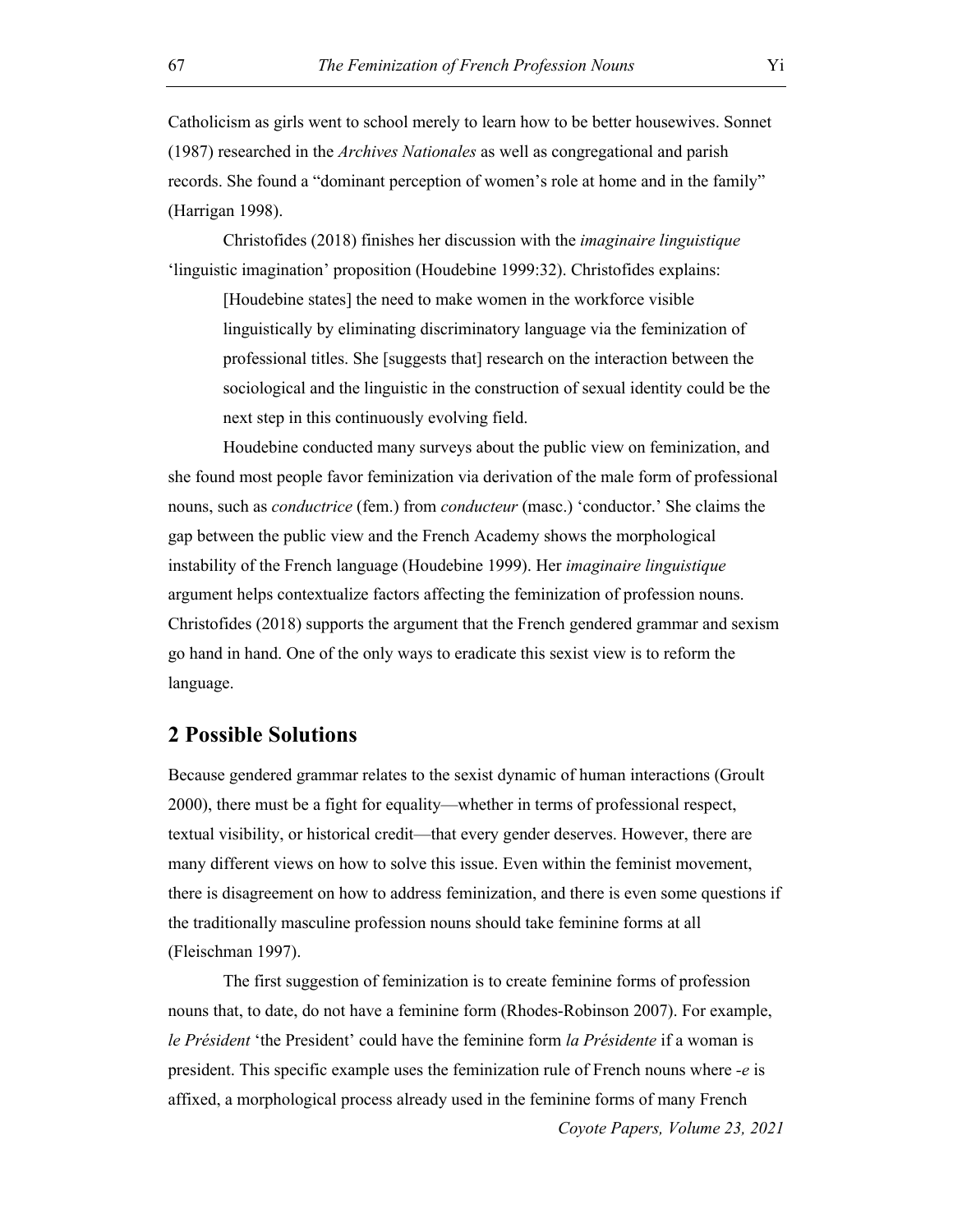Catholicism as girls went to school merely to learn how to be better housewives. Sonnet (1987) researched in the *Archives Nationales* as well as congregational and parish records. She found a "dominant perception of women's role at home and in the family" (Harrigan 1998).

Christofides (2018) finishes her discussion with the *imaginaire linguistique* 'linguistic imagination' proposition (Houdebine 1999:32). Christofides explains:

> [Houdebine states] the need to make women in the workforce visible linguistically by eliminating discriminatory language via the feminization of professional titles. She [suggests that] research on the interaction between the sociological and the linguistic in the construction of sexual identity could be the next step in this continuously evolving field.

Houdebine conducted many surveys about the public view on feminization, and she found most people favor feminization via derivation of the male form of professional nouns, such as *conductrice* (fem.) from *conducteur* (masc.) 'conductor.' She claims the gap between the public view and the French Academy shows the morphological instability of the French language (Houdebine 1999). Her *imaginaire linguistique* argument helps contextualize factors affecting the feminization of profession nouns. Christofides (2018) supports the argument that the French gendered grammar and sexism go hand in hand. One of the only ways to eradicate this sexist view is to reform the language.

## 2 Possible Solutions

Because gendered grammar relates to the sexist dynamic of human interactions (Groult 2000), there must be a fight for equality—whether in terms of professional respect, textual visibility, or historical credit—that every gender deserves. However, there are many different views on how to solve this issue. Even within the feminist movement, there is disagreement on how to address feminization, and there is even some questions if the traditionally masculine profession nouns should take feminine forms at all (Fleischman 1997).

The first suggestion of feminization is to create feminine forms of profession nouns that, to date, do not have a feminine form (Rhodes-Robinson 2007). For example, *le Président* 'the President' could have the feminine form *la Présidente* if a woman is president. This specific example uses the feminization rule of French nouns where *-e* is affixed, a morphological process already used in the feminine forms of many French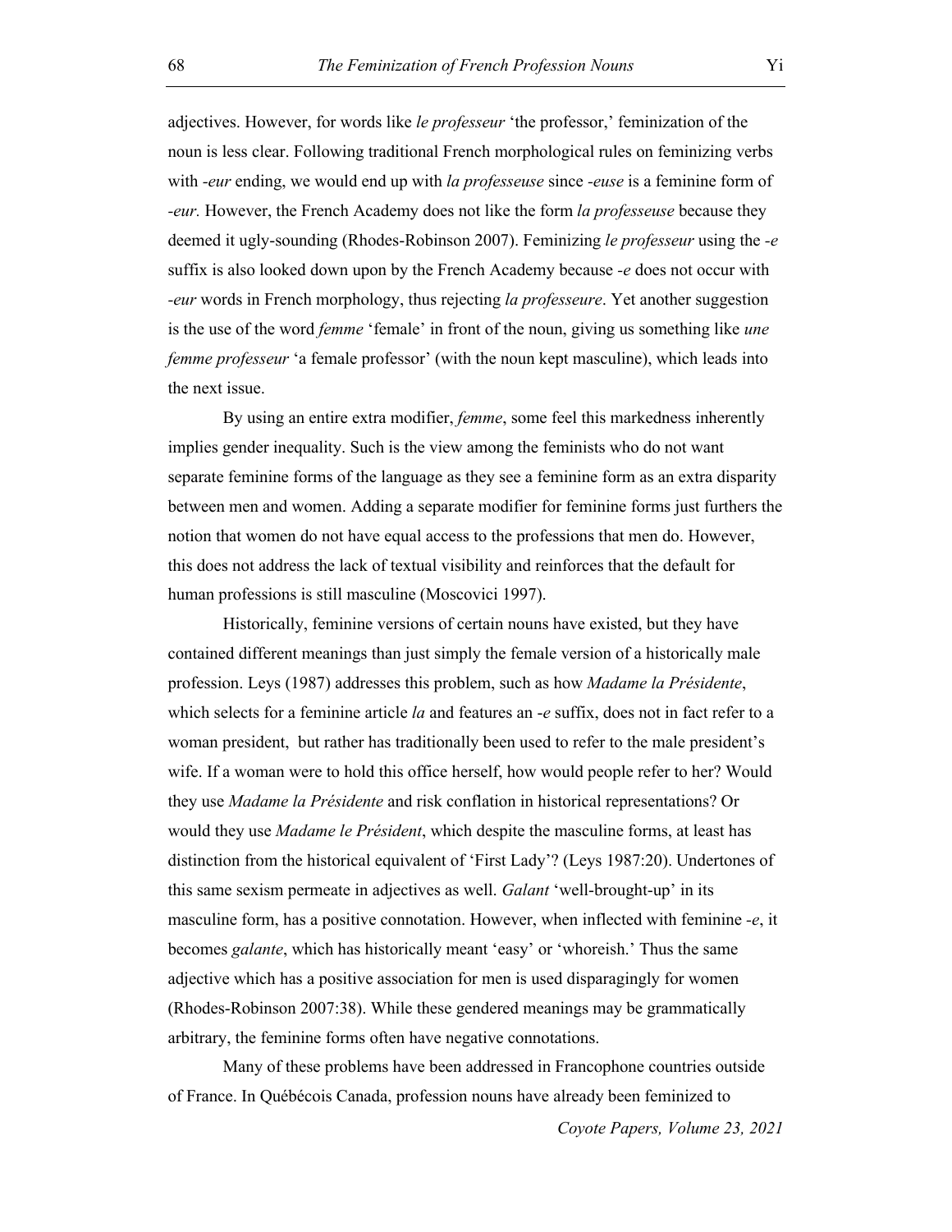adjectives. However, for words like *le professeur* 'the professor,' feminization of the noun is less clear. Following traditional French morphological rules on feminizing verbs with *-eur* ending, we would end up with *la professeuse* since *-euse* is a feminine form of *-eur.* However, the French Academy does not like the form *la professeuse* because they deemed it ugly-sounding (Rhodes-Robinson 2007). Feminizing *le professeur* using the *-e* suffix is also looked down upon by the French Academy because *-e* does not occur with *-eur* words in French morphology, thus rejecting *la professeure*. Yet another suggestion is the use of the word *femme* 'female' in front of the noun, giving us something like *une femme professeur* 'a female professor' (with the noun kept masculine), which leads into the next issue.

By using an entire extra modifier, *femme*, some feel this markedness inherently implies gender inequality. Such is the view among the feminists who do not want separate feminine forms of the language as they see a feminine form as an extra disparity between men and women. Adding a separate modifier for feminine forms just furthers the notion that women do not have equal access to the professions that men do. However, this does not address the lack of textual visibility and reinforces that the default for human professions is still masculine (Moscovici 1997).

Historically, feminine versions of certain nouns have existed, but they have contained different meanings than just simply the female version of a historically male profession. Leys (1987) addresses this problem, such as how *Madame la Présidente*, which selects for a feminine article *la* and features an *-e* suffix, does not in fact refer to a woman president, but rather has traditionally been used to refer to the male president's wife. If a woman were to hold this office herself, how would people refer to her? Would they use *Madame la Présidente* and risk conflation in historical representations? Or would they use *Madame le Président*, which despite the masculine forms, at least has distinction from the historical equivalent of 'First Lady'? (Leys 1987:20). Undertones of this same sexism permeate in adjectives as well. *Galant* 'well-brought-up' in its masculine form, has a positive connotation. However, when inflected with feminine *-e*, it becomes *galante*, which has historically meant 'easy' or 'whoreish.' Thus the same adjective which has a positive association for men is used disparagingly for women (Rhodes-Robinson 2007:38). While these gendered meanings may be grammatically arbitrary, the feminine forms often have negative connotations.

Many of these problems have been addressed in Francophone countries outside of France. In Québécois Canada, profession nouns have already been feminized to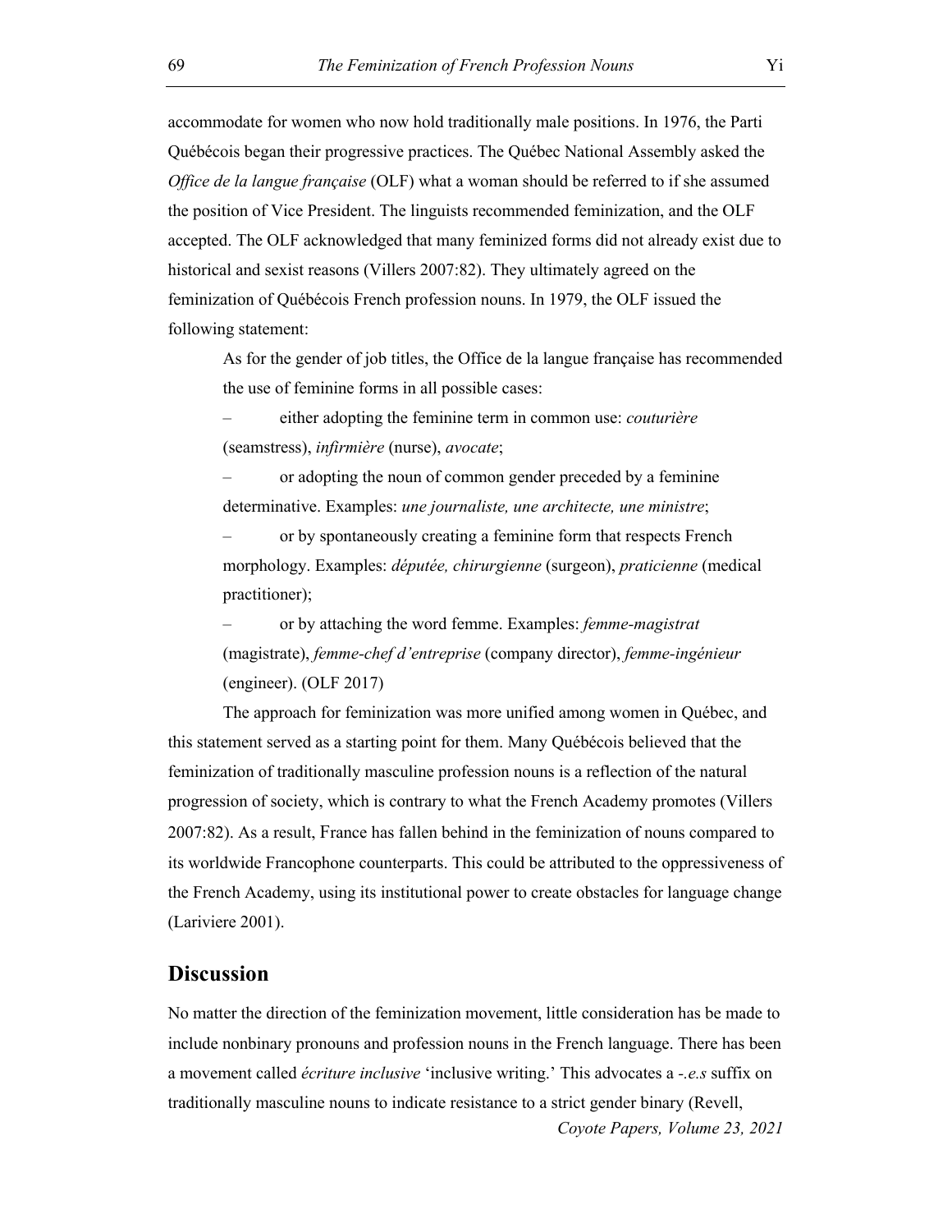accommodate for women who now hold traditionally male positions. In 1976, the Parti Québécois began their progressive practices. The Québec National Assembly asked the *Office de la langue française* (OLF) what a woman should be referred to if she assumed the position of Vice President. The linguists recommended feminization, and the OLF accepted. The OLF acknowledged that many feminized forms did not already exist due to historical and sexist reasons (Villers 2007:82). They ultimately agreed on the feminization of Québécois French profession nouns. In 1979, the OLF issued the following statement:

> As for the gender of job titles, the Office de la langue française has recommended the use of feminine forms in all possible cases:
>
> – either adopting the feminine term in common use: *couturière* (seamstress), *infirmière* (nurse), *avocate*;
>
> – or adopting the noun of common gender preceded by a feminine determinative. Examples: *une journaliste, une architecte, une ministre*;
>
> – or by spontaneously creating a feminine form that respects French morphology. Examples: *députée, chirurgienne* (surgeon), *praticienne* (medical practitioner);
>
> – or by attaching the word femme. Examples: *femme-magistrat* (magistrate), *femme-chef d'entreprise* (company director), *femme-ingénieur* (engineer). (OLF 2017)

The approach for feminization was more unified among women in Québec, and this statement served as a starting point for them. Many Québécois believed that the feminization of traditionally masculine profession nouns is a reflection of the natural progression of society, which is contrary to what the French Academy promotes (Villers 2007:82). As a result, France has fallen behind in the feminization of nouns compared to its worldwide Francophone counterparts. This could be attributed to the oppressiveness of the French Academy, using its institutional power to create obstacles for language change (Lariviere 2001).

## Discussion

No matter the direction of the feminization movement, little consideration has be made to include nonbinary pronouns and profession nouns in the French language. There has been a movement called *écriture inclusive* 'inclusive writing.' This advocates a *-.e.s* suffix on traditionally masculine nouns to indicate resistance to a strict gender binary (Revell,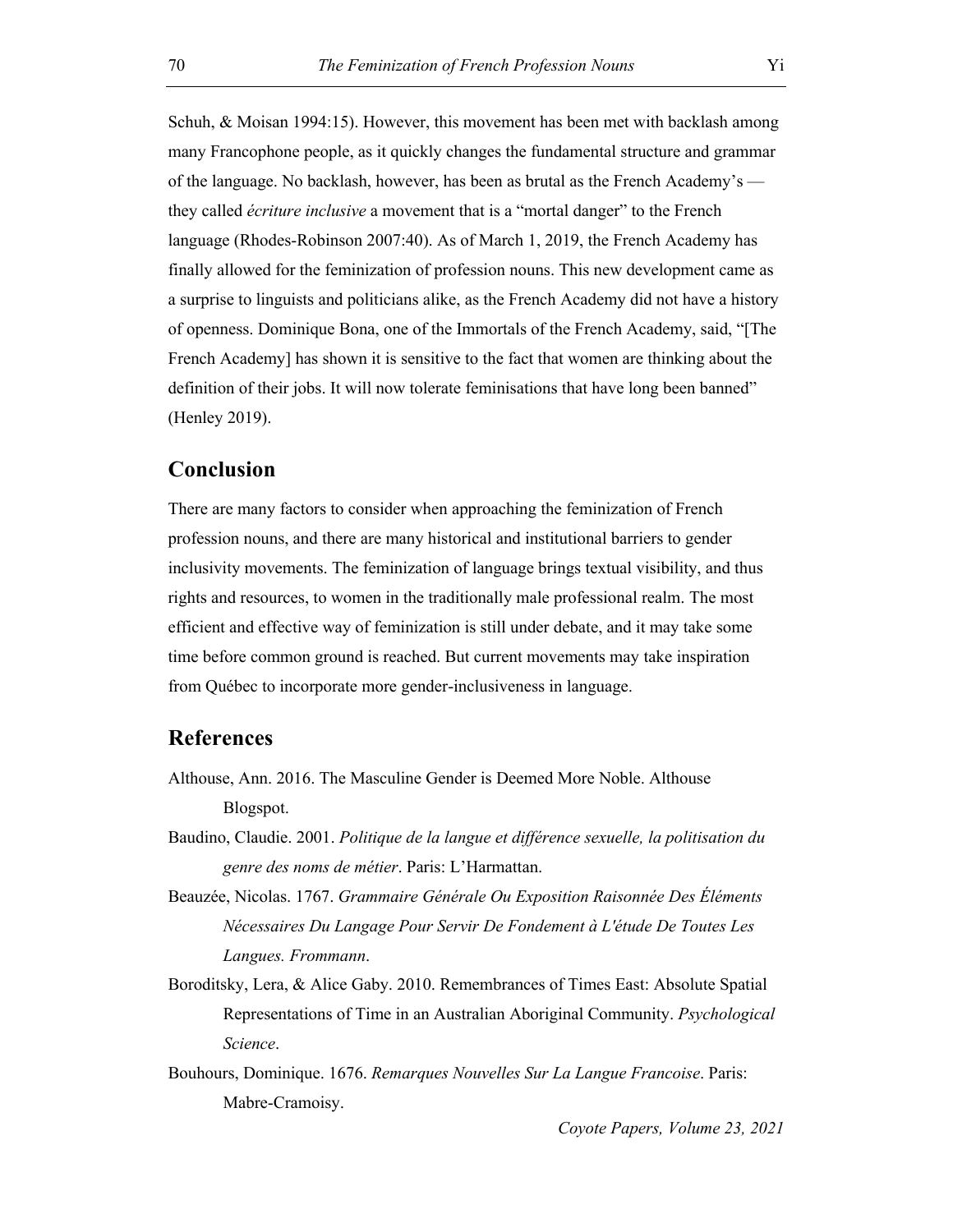Schuh, & Moisan 1994:15). However, this movement has been met with backlash among many Francophone people, as it quickly changes the fundamental structure and grammar of the language. No backlash, however, has been as brutal as the French Academy's — they called *écriture inclusive* a movement that is a "mortal danger" to the French language (Rhodes-Robinson 2007:40). As of March 1, 2019, the French Academy has finally allowed for the feminization of profession nouns. This new development came as a surprise to linguists and politicians alike, as the French Academy did not have a history of openness. Dominique Bona, one of the Immortals of the French Academy, said, "[The French Academy] has shown it is sensitive to the fact that women are thinking about the definition of their jobs. It will now tolerate feminisations that have long been banned" (Henley 2019).

## Conclusion

There are many factors to consider when approaching the feminization of French profession nouns, and there are many historical and institutional barriers to gender inclusivity movements. The feminization of language brings textual visibility, and thus rights and resources, to women in the traditionally male professional realm. The most efficient and effective way of feminization is still under debate, and it may take some time before common ground is reached. But current movements may take inspiration from Québec to incorporate more gender-inclusiveness in language.

## References

Althouse, Ann. 2016. The Masculine Gender is Deemed More Noble. Althouse Blogspot.

Baudino, Claudie. 2001. *Politique de la langue et différence sexuelle, la politisation du genre des noms de métier*. Paris: L'Harmattan.

Beauzée, Nicolas. 1767. *Grammaire Générale Ou Exposition Raisonnée Des Éléments Nécessaires Du Langage Pour Servir De Fondement à L'étude De Toutes Les Langues. Frommann*.

Boroditsky, Lera, & Alice Gaby. 2010. Remembrances of Times East: Absolute Spatial Representations of Time in an Australian Aboriginal Community. *Psychological Science*.

Bouhours, Dominique. 1676. *Remarques Nouvelles Sur La Langue Francoise*. Paris: Mabre-Cramoisy.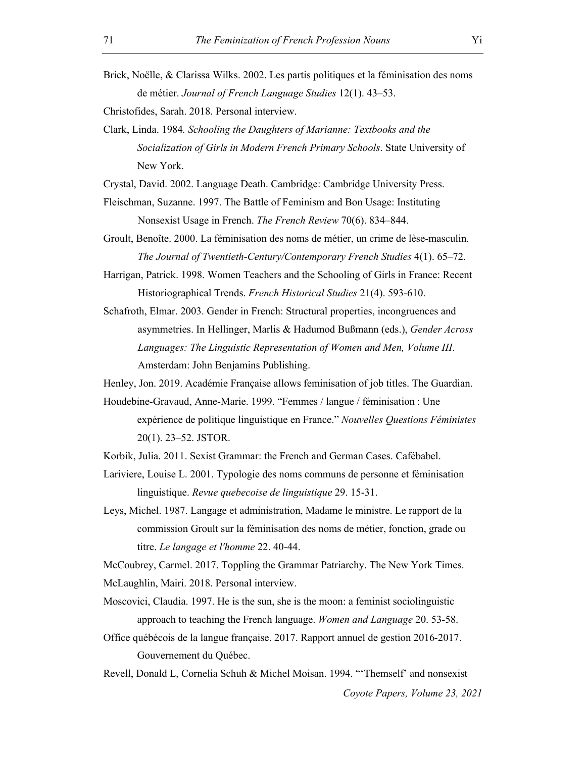Brick, Noëlle, & Clarissa Wilks. 2002. Les partis politiques et la féminisation des noms de métier. *Journal of French Language Studies* 12(1). 43–53.

Christofides, Sarah. 2018. Personal interview.

Clark, Linda. 1984*. Schooling the Daughters of Marianne: Textbooks and the Socialization of Girls in Modern French Primary Schools*. State University of New York.

Crystal, David. 2002. Language Death. Cambridge: Cambridge University Press.

Fleischman, Suzanne. 1997. The Battle of Feminism and Bon Usage: Instituting Nonsexist Usage in French. *The French Review* 70(6). 834–844.

Groult, Benoîte. 2000. La féminisation des noms de métier, un crime de lèse-masculin. *The Journal of Twentieth-Century/Contemporary French Studies* 4(1). 65–72.

Harrigan, Patrick. 1998. Women Teachers and the Schooling of Girls in France: Recent Historiographical Trends. *French Historical Studies* 21(4). 593-610.

Schafroth, Elmar. 2003. Gender in French: Structural properties, incongruences and asymmetries. In Hellinger, Marlis & Hadumod Bußmann (eds.), *Gender Across Languages: The Linguistic Representation of Women and Men, Volume III*. Amsterdam: John Benjamins Publishing.

Henley, Jon. 2019. Académie Française allows feminisation of job titles. The Guardian.

Houdebine-Gravaud, Anne-Marie. 1999. "Femmes / langue / féminisation : Une expérience de politique linguistique en France." *Nouvelles Questions Féministes* 20(1). 23–52. JSTOR.

Korbik, Julia. 2011. Sexist Grammar: the French and German Cases. Cafébabel.

Lariviere, Louise L. 2001. Typologie des noms communs de personne et féminisation linguistique. *Revue quebecoise de linguistique* 29. 15-31.

Leys, Michel. 1987. Langage et administration, Madame le ministre. Le rapport de la commission Groult sur la féminisation des noms de métier, fonction, grade ou titre. *Le langage et l'homme* 22. 40-44.

McCoubrey, Carmel. 2017. Toppling the Grammar Patriarchy. The New York Times.

McLaughlin, Mairi. 2018. Personal interview.

Moscovici, Claudia. 1997. He is the sun, she is the moon: a feminist sociolinguistic approach to teaching the French language. *Women and Language* 20. 53-58.

Office québécois de la langue française. 2017. Rapport annuel de gestion 2016-2017. Gouvernement du Québec.

Revell, Donald L, Cornelia Schuh & Michel Moisan. 1994. "'Themself' and nonsexist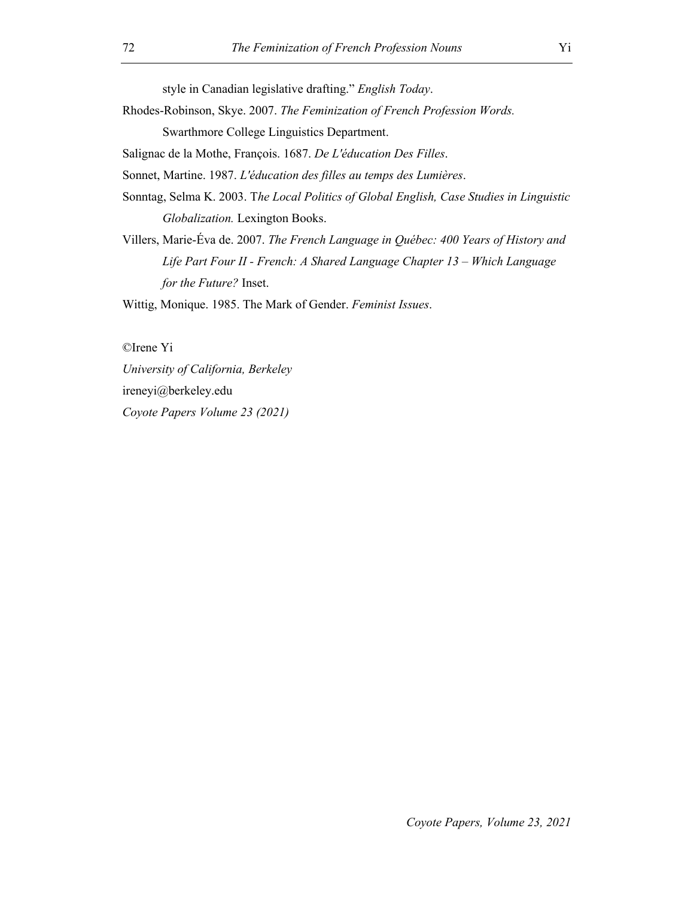style in Canadian legislative drafting." *English Today*.

Rhodes-Robinson, Skye. 2007. *The Feminization of French Profession Words.* Swarthmore College Linguistics Department.

Salignac de la Mothe, François. 1687. *De L'éducation Des Filles*.

Sonnet, Martine. 1987. *L'éducation des filles au temps des Lumières*.

Sonntag, Selma K. 2003. T*he Local Politics of Global English, Case Studies in Linguistic Globalization.* Lexington Books.

Villers, Marie-Éva de. 2007. *The French Language in Québec: 400 Years of History and Life Part Four II - French: A Shared Language Chapter 13 – Which Language for the Future?* Inset.

Wittig, Monique. 1985. The Mark of Gender. *Feminist Issues*.

©Irene Yi

*University of California, Berkeley*

ireneyi@berkeley.edu

*Coyote Papers Volume 23 (2021)*